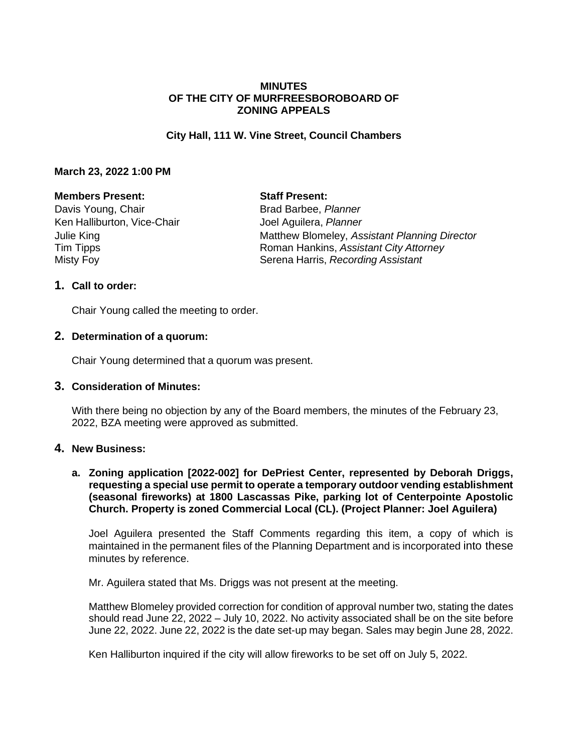**MINUTES**
**OF THE CITY OF MURFREESBOROBOARD OF**
**ZONING APPEALS**

**City Hall, 111 W. Vine Street, Council Chambers**

**March 23, 2022 1:00 PM**

| **Members Present:** | **Staff Present:** |
|---|---|
| Davis Young, Chair | Brad Barbee, *Planner* |
| Ken Halliburton, Vice-Chair | Joel Aguilera, *Planner* |
| Julie King | Matthew Blomeley, *Assistant Planning Director* |
| Tim Tipps | Roman Hankins, *Assistant City Attorney* |
| Misty Foy | Serena Harris, *Recording Assistant* |

## 1. Call to order:

Chair Young called the meeting to order.

## 2. Determination of a quorum:

Chair Young determined that a quorum was present.

## 3. Consideration of Minutes:

With there being no objection by any of the Board members, the minutes of the February 23, 2022, BZA meeting were approved as submitted.

## 4. New Business:

**a. Zoning application [2022-002] for DePriest Center, represented by Deborah Driggs, requesting a special use permit to operate a temporary outdoor vending establishment (seasonal fireworks) at 1800 Lascassas Pike, parking lot of Centerpointe Apostolic Church. Property is zoned Commercial Local (CL). (Project Planner: Joel Aguilera)**

Joel Aguilera presented the Staff Comments regarding this item, a copy of which is maintained in the permanent files of the Planning Department and is incorporated into these minutes by reference.

Mr. Aguilera stated that Ms. Driggs was not present at the meeting.

Matthew Blomeley provided correction for condition of approval number two, stating the dates should read June 22, 2022 – July 10, 2022. No activity associated shall be on the site before June 22, 2022. June 22, 2022 is the date set-up may began. Sales may begin June 28, 2022.

Ken Halliburton inquired if the city will allow fireworks to be set off on July 5, 2022.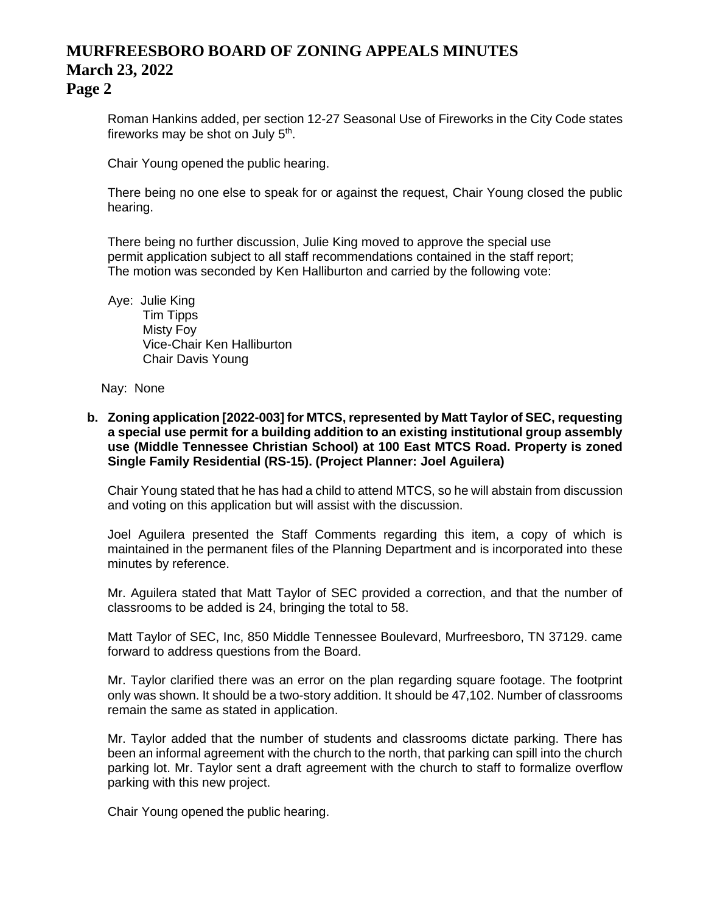Roman Hankins added, per section 12-27 Seasonal Use of Fireworks in the City Code states fireworks may be shot on July 5th.

Chair Young opened the public hearing.

There being no one else to speak for or against the request, Chair Young closed the public hearing.

There being no further discussion, Julie King moved to approve the special use permit application subject to all staff recommendations contained in the staff report; The motion was seconded by Ken Halliburton and carried by the following vote:

Aye: Julie King
Tim Tipps
Misty Foy
Vice-Chair Ken Halliburton
Chair Davis Young

Nay: None

**b. Zoning application [2022-003] for MTCS, represented by Matt Taylor of SEC, requesting a special use permit for a building addition to an existing institutional group assembly use (Middle Tennessee Christian School) at 100 East MTCS Road. Property is zoned Single Family Residential (RS-15). (Project Planner: Joel Aguilera)**

Chair Young stated that he has had a child to attend MTCS, so he will abstain from discussion and voting on this application but will assist with the discussion.

Joel Aguilera presented the Staff Comments regarding this item, a copy of which is maintained in the permanent files of the Planning Department and is incorporated into these minutes by reference.

Mr. Aguilera stated that Matt Taylor of SEC provided a correction, and that the number of classrooms to be added is 24, bringing the total to 58.

Matt Taylor of SEC, Inc, 850 Middle Tennessee Boulevard, Murfreesboro, TN 37129. came forward to address questions from the Board.

Mr. Taylor clarified there was an error on the plan regarding square footage. The footprint only was shown. It should be a two-story addition. It should be 47,102. Number of classrooms remain the same as stated in application.

Mr. Taylor added that the number of students and classrooms dictate parking. There has been an informal agreement with the church to the north, that parking can spill into the church parking lot. Mr. Taylor sent a draft agreement with the church to staff to formalize overflow parking with this new project.

Chair Young opened the public hearing.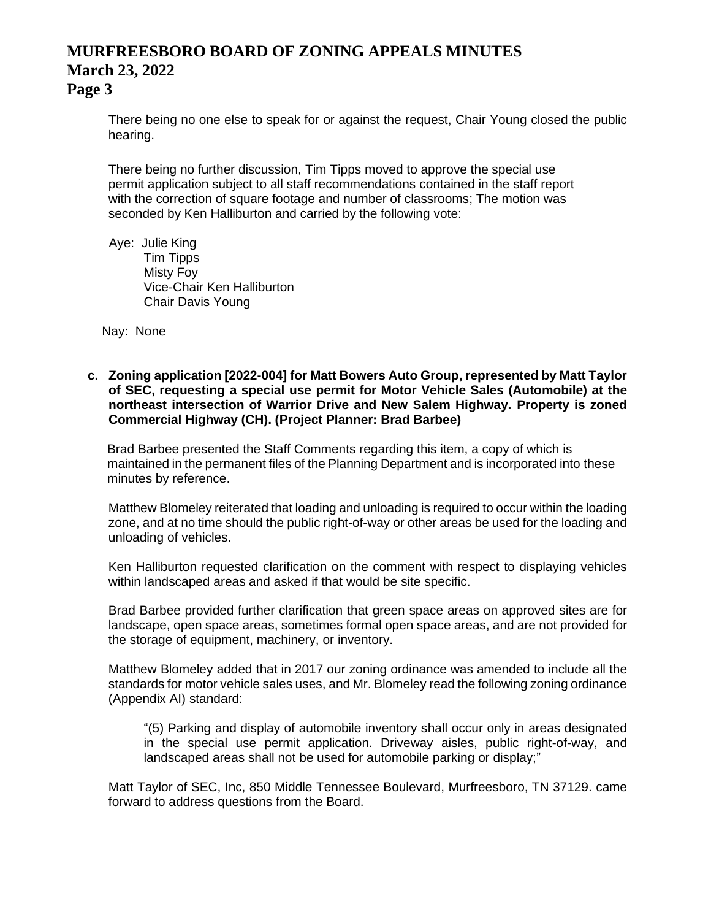There being no one else to speak for or against the request, Chair Young closed the public hearing.

There being no further discussion, Tim Tipps moved to approve the special use permit application subject to all staff recommendations contained in the staff report with the correction of square footage and number of classrooms; The motion was seconded by Ken Halliburton and carried by the following vote:

Aye: Julie King
Tim Tipps
Misty Foy
Vice-Chair Ken Halliburton
Chair Davis Young

Nay: None

**c. Zoning application [2022-004] for Matt Bowers Auto Group, represented by Matt Taylor of SEC, requesting a special use permit for Motor Vehicle Sales (Automobile) at the northeast intersection of Warrior Drive and New Salem Highway. Property is zoned Commercial Highway (CH). (Project Planner: Brad Barbee)**

Brad Barbee presented the Staff Comments regarding this item, a copy of which is maintained in the permanent files of the Planning Department and is incorporated into these minutes by reference.

Matthew Blomeley reiterated that loading and unloading is required to occur within the loading zone, and at no time should the public right-of-way or other areas be used for the loading and unloading of vehicles.

Ken Halliburton requested clarification on the comment with respect to displaying vehicles within landscaped areas and asked if that would be site specific.

Brad Barbee provided further clarification that green space areas on approved sites are for landscape, open space areas, sometimes formal open space areas, and are not provided for the storage of equipment, machinery, or inventory.

Matthew Blomeley added that in 2017 our zoning ordinance was amended to include all the standards for motor vehicle sales uses, and Mr. Blomeley read the following zoning ordinance (Appendix AI) standard:

> "(5) Parking and display of automobile inventory shall occur only in areas designated in the special use permit application. Driveway aisles, public right-of-way, and landscaped areas shall not be used for automobile parking or display;"

Matt Taylor of SEC, Inc, 850 Middle Tennessee Boulevard, Murfreesboro, TN 37129. came forward to address questions from the Board.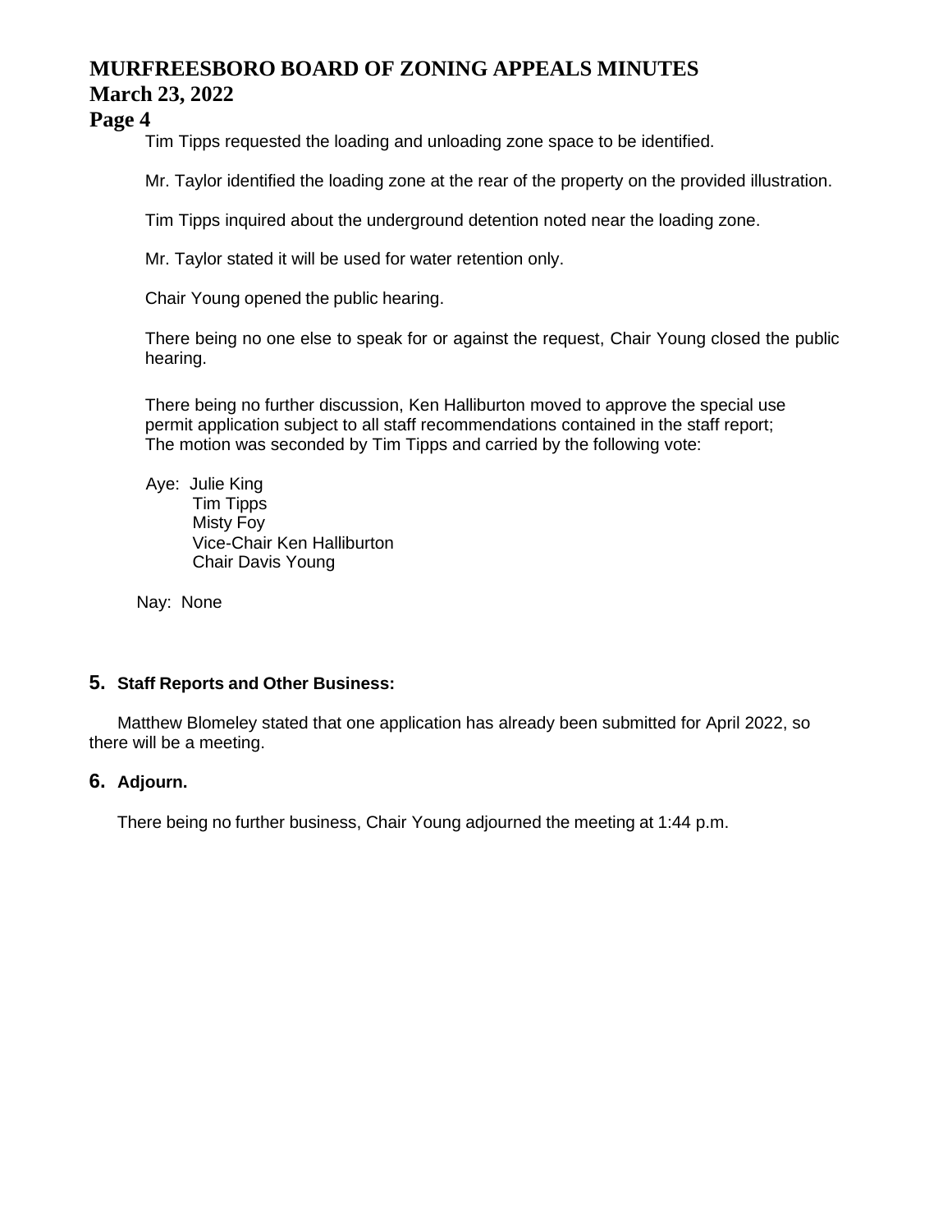Tim Tipps requested the loading and unloading zone space to be identified.

Mr. Taylor identified the loading zone at the rear of the property on the provided illustration.

Tim Tipps inquired about the underground detention noted near the loading zone.

Mr. Taylor stated it will be used for water retention only.

Chair Young opened the public hearing.

There being no one else to speak for or against the request, Chair Young closed the public hearing.

There being no further discussion, Ken Halliburton moved to approve the special use permit application subject to all staff recommendations contained in the staff report; The motion was seconded by Tim Tipps and carried by the following vote:

Aye: Julie King
Tim Tipps
Misty Foy
Vice-Chair Ken Halliburton
Chair Davis Young

Nay: None

## 5. Staff Reports and Other Business:

Matthew Blomeley stated that one application has already been submitted for April 2022, so there will be a meeting.

## 6. Adjourn.

There being no further business, Chair Young adjourned the meeting at 1:44 p.m.